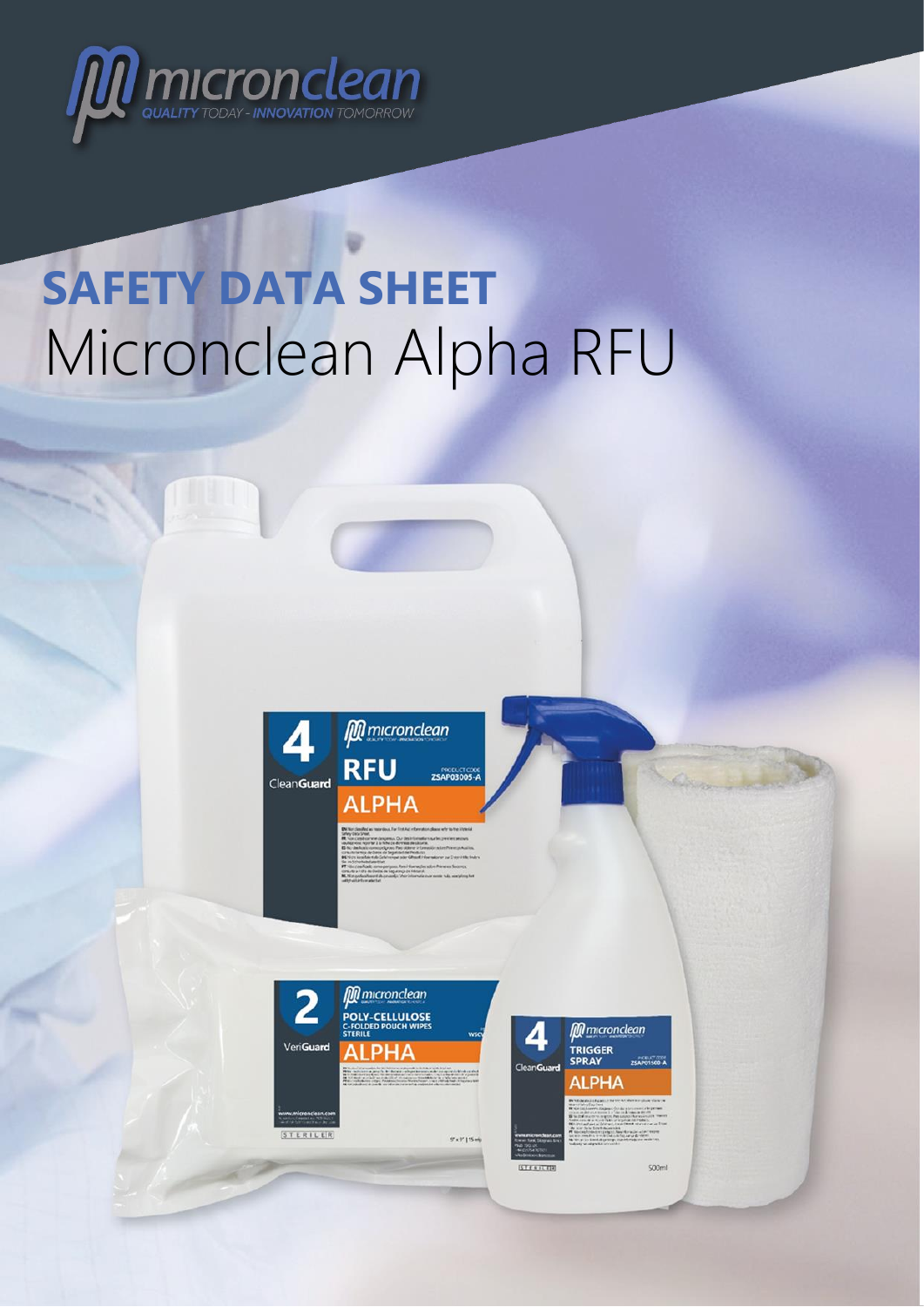micronclean

QUALITY TODAY - INNOVATION TOMORROW

# SAFETY DATA SHEET

# Micronclean Alpha RFU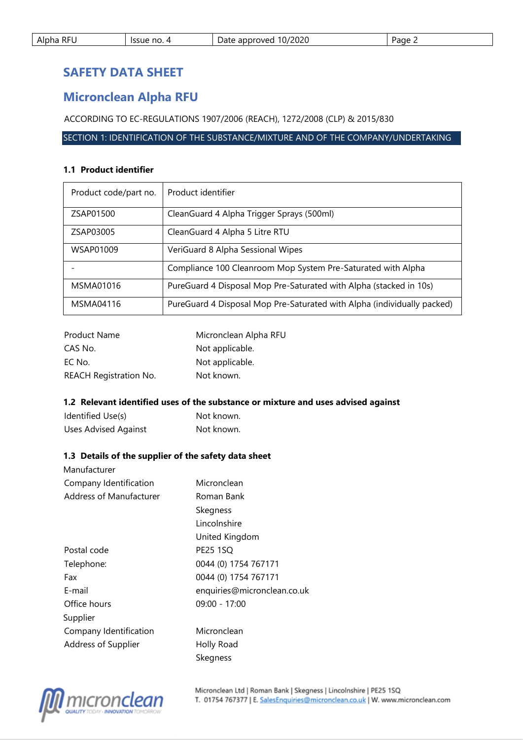# SAFETY DATA SHEET

## Micronclean Alpha RFU

ACCORDING TO EC-REGULATIONS 1907/2006 (REACH), 1272/2008 (CLP) & 2015/830

## SECTION 1: IDENTIFICATION OF THE SUBSTANCE/MIXTURE AND OF THE COMPANY/UNDERTAKING

### 1.1 Product identifier

| Product code/part no. | Product identifier |
|---|---|
| ZSAP01500 | CleanGuard 4 Alpha Trigger Sprays (500ml) |
| ZSAP03005 | CleanGuard 4 Alpha 5 Litre RTU |
| WSAP01009 | VeriGuard 8 Alpha Sessional Wipes |
| - | Compliance 100 Cleanroom Mop System Pre-Saturated with Alpha |
| MSMA01016 | PureGuard 4 Disposal Mop Pre-Saturated with Alpha (stacked in 10s) |
| MSMA04116 | PureGuard 4 Disposal Mop Pre-Saturated with Alpha (individually packed) |

| | |
|---|---|
| Product Name | Micronclean Alpha RFU |
| CAS No. | Not applicable. |
| EC No. | Not applicable. |
| REACH Registration No. | Not known. |

### 1.2 Relevant identified uses of the substance or mixture and uses advised against

| | |
|---|---|
| Identified Use(s) | Not known. |
| Uses Advised Against | Not known. |

### 1.3 Details of the supplier of the safety data sheet

Manufacturer

| | |
|---|---|
| Company Identification | Micronclean |
| Address of Manufacturer | Roman Bank<br>Skegness<br>Lincolnshire<br>United Kingdom |
| Postal code | PE25 1SQ |
| Telephone: | 0044 (0) 1754 767171 |
| Fax | 0044 (0) 1754 767171 |
| E-mail | enquiries@micronclean.co.uk |
| Office hours | 09:00 - 17:00 |

Supplier

| | |
|---|---|
| Company Identification | Micronclean |
| Address of Supplier | Holly Road<br>Skegness |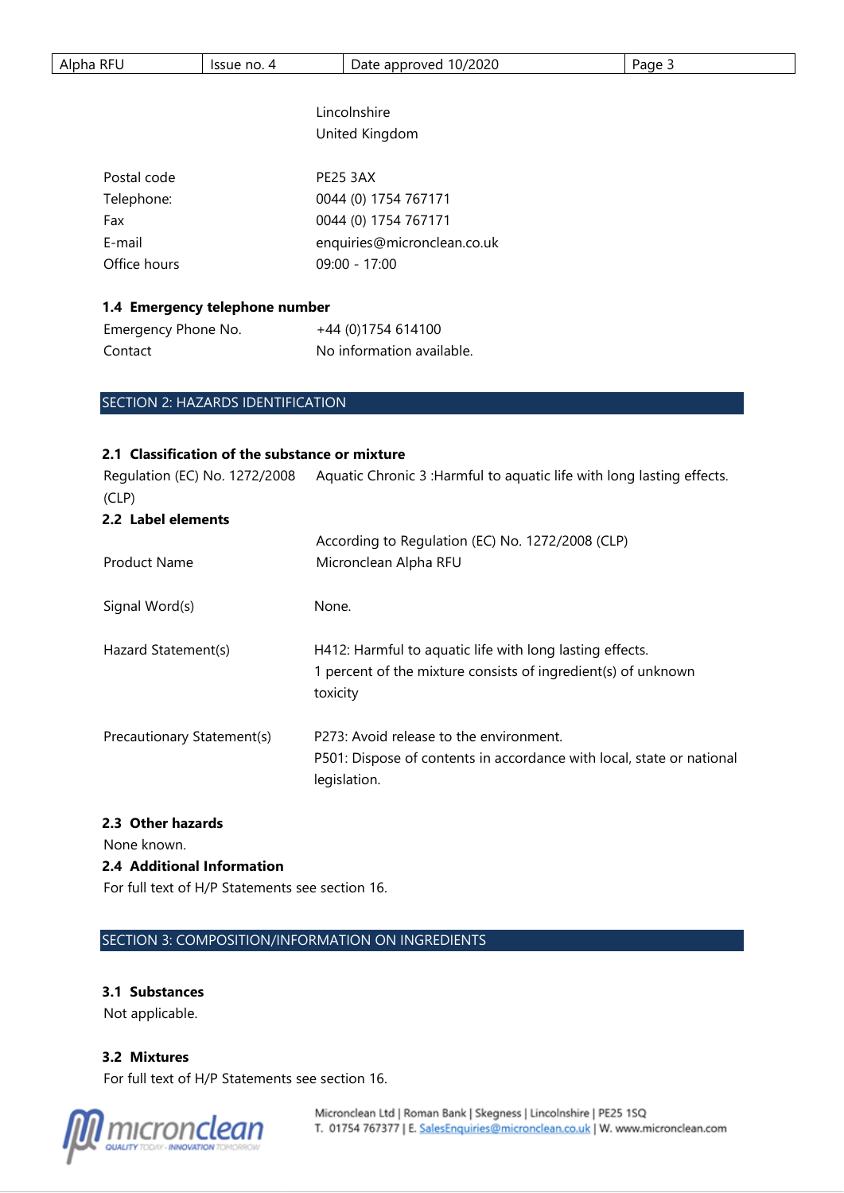| | |
|---|---|
| | Lincolnshire<br>United Kingdom |
| Postal code | PE25 3AX |
| Telephone: | 0044 (0) 1754 767171 |
| Fax | 0044 (0) 1754 767171 |
| E-mail | enquiries@micronclean.co.uk |
| Office hours | 09:00 - 17:00 |

### 1.4 Emergency telephone number

| | |
|---|---|
| Emergency Phone No. | +44 (0)1754 614100 |
| Contact | No information available. |

## SECTION 2: HAZARDS IDENTIFICATION

### 2.1 Classification of the substance or mixture

| | |
|---|---|
| Regulation (EC) No. 1272/2008 (CLP) | Aquatic Chronic 3 :Harmful to aquatic life with long lasting effects. |

### 2.2 Label elements

| | |
|---|---|
| | According to Regulation (EC) No. 1272/2008 (CLP) |
| Product Name | Micronclean Alpha RFU |
| Signal Word(s) | None. |
| Hazard Statement(s) | H412: Harmful to aquatic life with long lasting effects.<br>1 percent of the mixture consists of ingredient(s) of unknown toxicity |
| Precautionary Statement(s) | P273: Avoid release to the environment.<br>P501: Dispose of contents in accordance with local, state or national legislation. |

### 2.3 Other hazards

None known.

### 2.4 Additional Information

For full text of H/P Statements see section 16.

## SECTION 3: COMPOSITION/INFORMATION ON INGREDIENTS

### 3.1 Substances

Not applicable.

### 3.2 Mixtures

For full text of H/P Statements see section 16.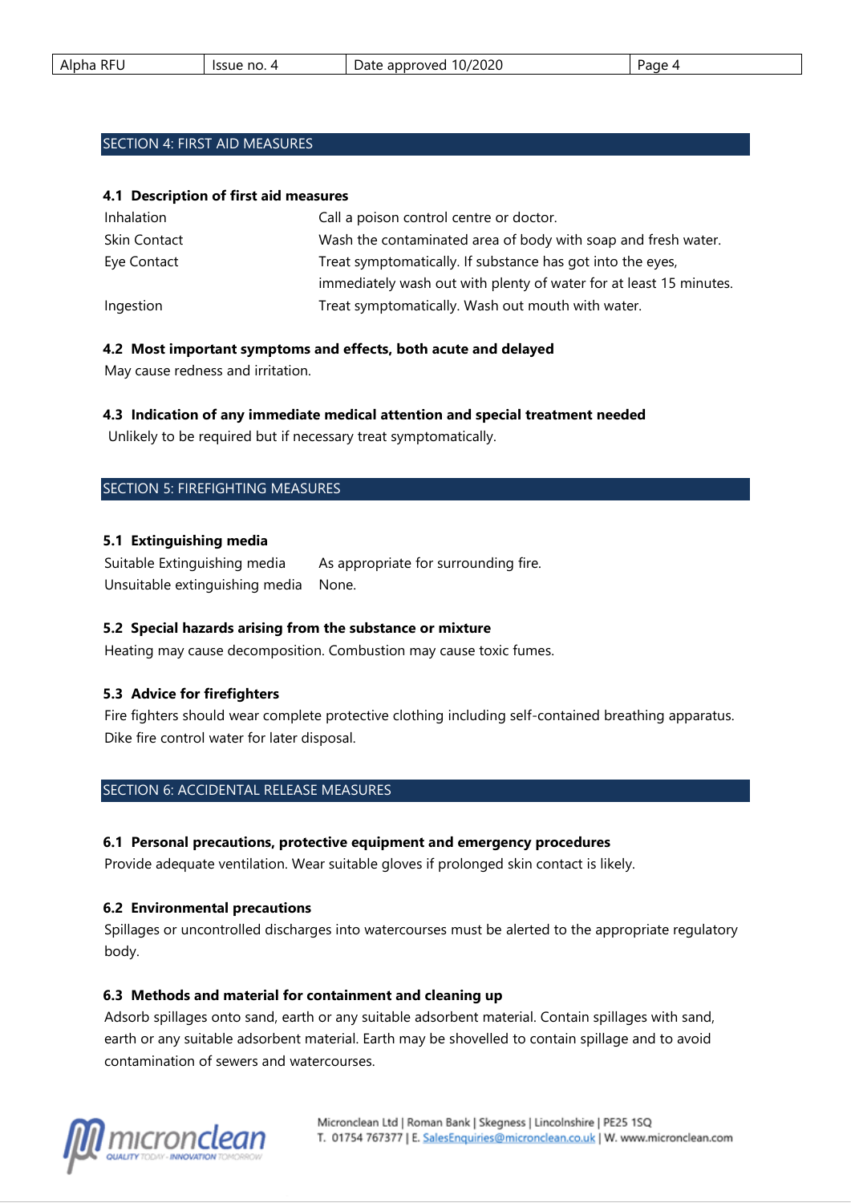## SECTION 4: FIRST AID MEASURES

### 4.1 Description of first aid measures

| | |
|---|---|
| Inhalation | Call a poison control centre or doctor. |
| Skin Contact | Wash the contaminated area of body with soap and fresh water. |
| Eye Contact | Treat symptomatically. If substance has got into the eyes, immediately wash out with plenty of water for at least 15 minutes. |
| Ingestion | Treat symptomatically. Wash out mouth with water. |

### 4.2 Most important symptoms and effects, both acute and delayed

May cause redness and irritation.

### 4.3 Indication of any immediate medical attention and special treatment needed

Unlikely to be required but if necessary treat symptomatically.

## SECTION 5: FIREFIGHTING MEASURES

### 5.1 Extinguishing media

| | |
|---|---|
| Suitable Extinguishing media | As appropriate for surrounding fire. |
| Unsuitable extinguishing media | None. |

### 5.2 Special hazards arising from the substance or mixture

Heating may cause decomposition. Combustion may cause toxic fumes.

### 5.3 Advice for firefighters

Fire fighters should wear complete protective clothing including self-contained breathing apparatus. Dike fire control water for later disposal.

## SECTION 6: ACCIDENTAL RELEASE MEASURES

### 6.1 Personal precautions, protective equipment and emergency procedures

Provide adequate ventilation. Wear suitable gloves if prolonged skin contact is likely.

### 6.2 Environmental precautions

Spillages or uncontrolled discharges into watercourses must be alerted to the appropriate regulatory body.

### 6.3 Methods and material for containment and cleaning up

Adsorb spillages onto sand, earth or any suitable adsorbent material. Contain spillages with sand, earth or any suitable adsorbent material. Earth may be shovelled to contain spillage and to avoid contamination of sewers and watercourses.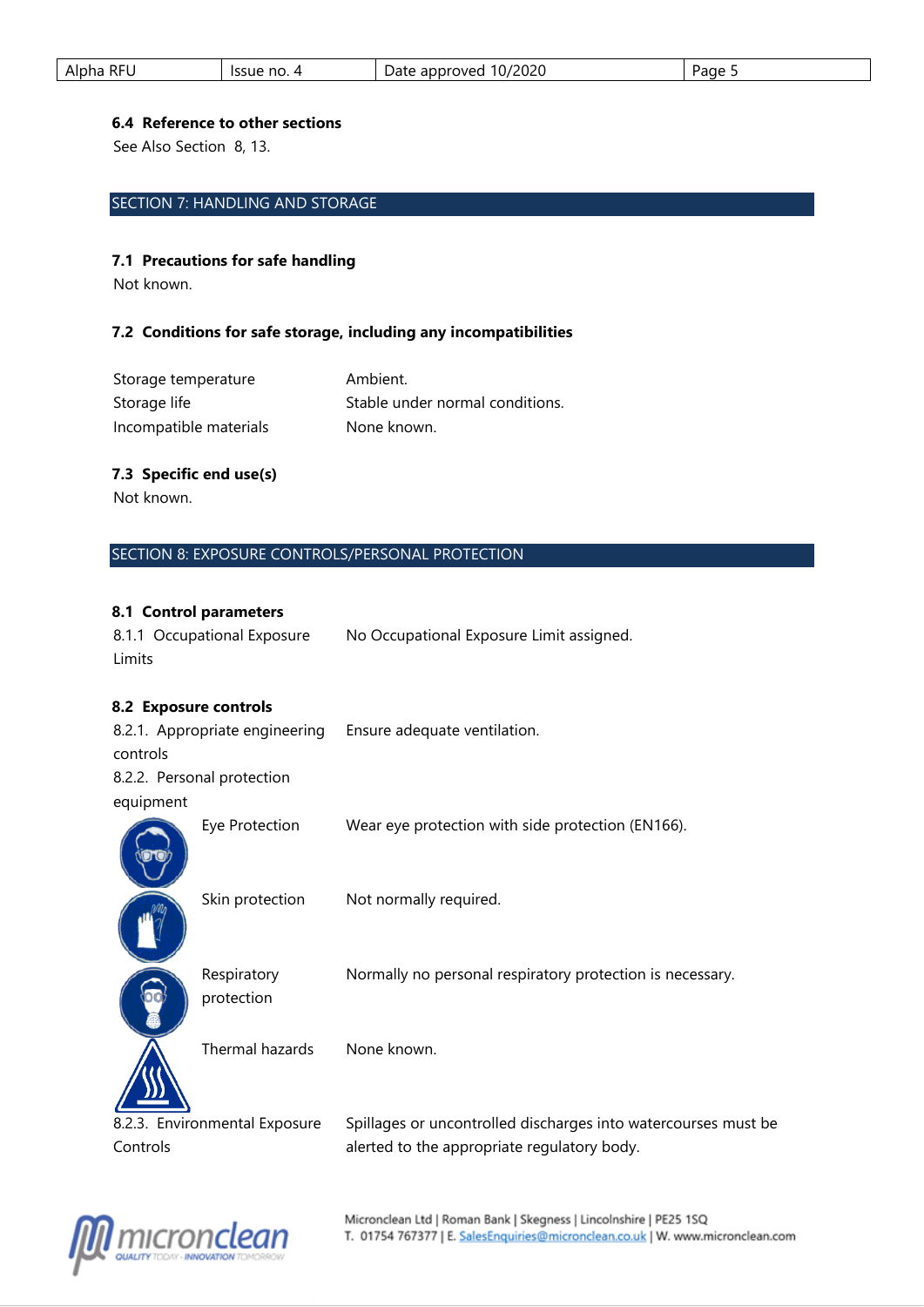### 6.4 Reference to other sections

See Also Section 8, 13.

## SECTION 7: HANDLING AND STORAGE

### 7.1 Precautions for safe handling

Not known.

### 7.2 Conditions for safe storage, including any incompatibilities

| | |
|---|---|
| Storage temperature | Ambient. |
| Storage life | Stable under normal conditions. |
| Incompatible materials | None known. |

### 7.3 Specific end use(s)

Not known.

## SECTION 8: EXPOSURE CONTROLS/PERSONAL PROTECTION

### 8.1 Control parameters

| | |
|---|---|
| 8.1.1 Occupational Exposure Limits | No Occupational Exposure Limit assigned. |

### 8.2 Exposure controls

| | |
|---|---|
| 8.2.1. Appropriate engineering controls | Ensure adequate ventilation. |
| 8.2.2. Personal protection equipment | |
| Eye Protection | Wear eye protection with side protection (EN166). |
| Skin protection | Not normally required. |
| Respiratory protection | Normally no personal respiratory protection is necessary. |
| Thermal hazards | None known. |
| 8.2.3. Environmental Exposure Controls | Spillages or uncontrolled discharges into watercourses must be alerted to the appropriate regulatory body. |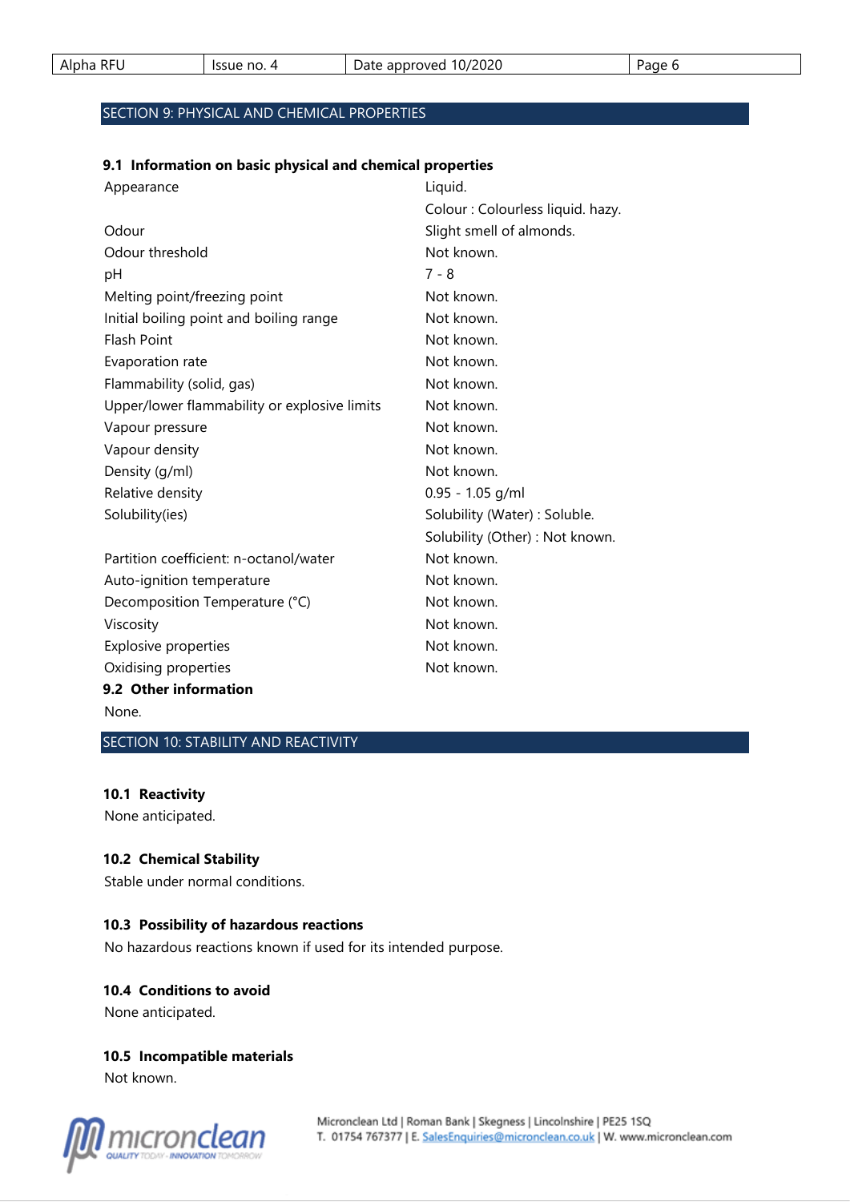## SECTION 9: PHYSICAL AND CHEMICAL PROPERTIES

### 9.1 Information on basic physical and chemical properties

| Property | Value |
|---|---|
| Appearance | Liquid. |
| | Colour : Colourless liquid. hazy. |
| Odour | Slight smell of almonds. |
| Odour threshold | Not known. |
| pH | 7 - 8 |
| Melting point/freezing point | Not known. |
| Initial boiling point and boiling range | Not known. |
| Flash Point | Not known. |
| Evaporation rate | Not known. |
| Flammability (solid, gas) | Not known. |
| Upper/lower flammability or explosive limits | Not known. |
| Vapour pressure | Not known. |
| Vapour density | Not known. |
| Density (g/ml) | Not known. |
| Relative density | 0.95 - 1.05 g/ml |
| Solubility(ies) | Solubility (Water) : Soluble. |
| | Solubility (Other) : Not known. |
| Partition coefficient: n-octanol/water | Not known. |
| Auto-ignition temperature | Not known. |
| Decomposition Temperature (°C) | Not known. |
| Viscosity | Not known. |
| Explosive properties | Not known. |
| Oxidising properties | Not known. |

### 9.2 Other information

None.

## SECTION 10: STABILITY AND REACTIVITY

### 10.1 Reactivity

None anticipated.

### 10.2 Chemical Stability

Stable under normal conditions.

### 10.3 Possibility of hazardous reactions

No hazardous reactions known if used for its intended purpose.

### 10.4 Conditions to avoid

None anticipated.

### 10.5 Incompatible materials

Not known.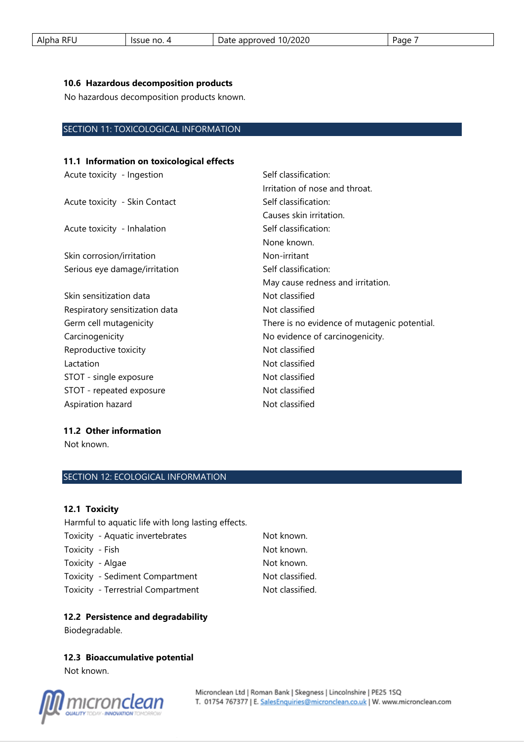### 10.6 Hazardous decomposition products

No hazardous decomposition products known.

## SECTION 11: TOXICOLOGICAL INFORMATION

### 11.1 Information on toxicological effects

| | |
|---|---|
| Acute toxicity - Ingestion | Self classification: Irritation of nose and throat. |
| Acute toxicity - Skin Contact | Self classification: Causes skin irritation. |
| Acute toxicity - Inhalation | Self classification: None known. |
| Skin corrosion/irritation | Non-irritant |
| Serious eye damage/irritation | Self classification: May cause redness and irritation. |
| Skin sensitization data | Not classified |
| Respiratory sensitization data | Not classified |
| Germ cell mutagenicity | There is no evidence of mutagenic potential. |
| Carcinogenicity | No evidence of carcinogenicity. |
| Reproductive toxicity | Not classified |
| Lactation | Not classified |
| STOT - single exposure | Not classified |
| STOT - repeated exposure | Not classified |
| Aspiration hazard | Not classified |

### 11.2 Other information

Not known.

## SECTION 12: ECOLOGICAL INFORMATION

### 12.1 Toxicity

Harmful to aquatic life with long lasting effects.

| | |
|---|---|
| Toxicity - Aquatic invertebrates | Not known. |
| Toxicity - Fish | Not known. |
| Toxicity - Algae | Not known. |
| Toxicity - Sediment Compartment | Not classified. |
| Toxicity - Terrestrial Compartment | Not classified. |

### 12.2 Persistence and degradability

Biodegradable.

### 12.3 Bioaccumulative potential

Not known.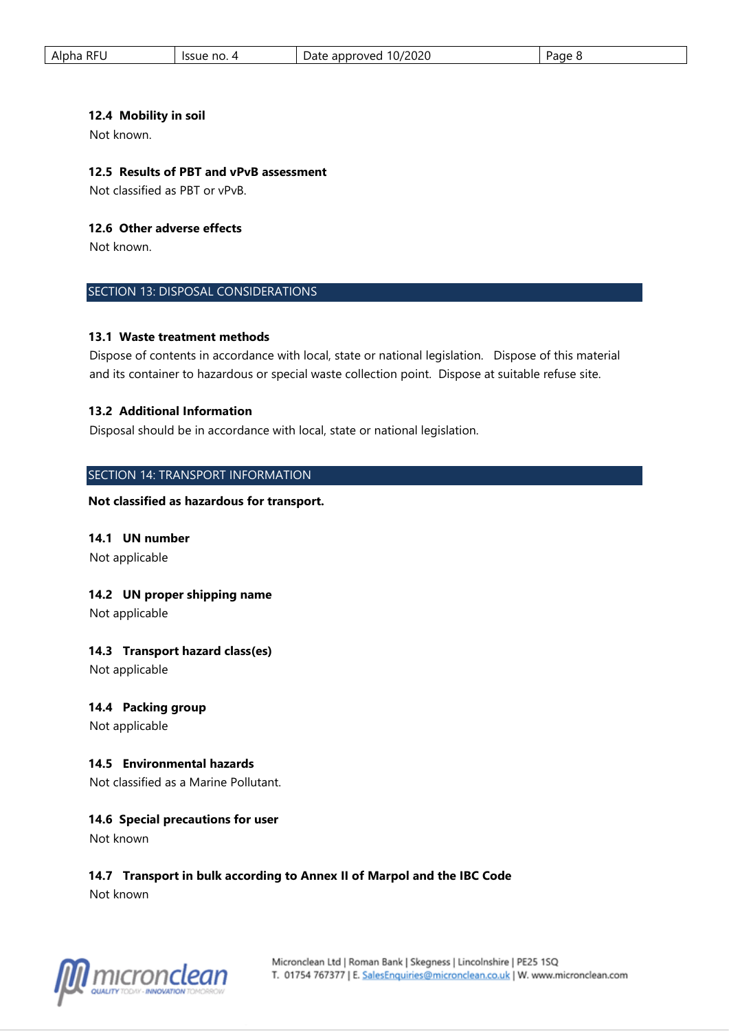### 12.4 Mobility in soil

Not known.

### 12.5 Results of PBT and vPvB assessment

Not classified as PBT or vPvB.

### 12.6 Other adverse effects

Not known.

## SECTION 13: DISPOSAL CONSIDERATIONS

### 13.1 Waste treatment methods

Dispose of contents in accordance with local, state or national legislation. Dispose of this material and its container to hazardous or special waste collection point. Dispose at suitable refuse site.

### 13.2 Additional Information

Disposal should be in accordance with local, state or national legislation.

## SECTION 14: TRANSPORT INFORMATION

**Not classified as hazardous for transport.**

### 14.1 UN number

Not applicable

### 14.2 UN proper shipping name

Not applicable

### 14.3 Transport hazard class(es)

Not applicable

### 14.4 Packing group

Not applicable

### 14.5 Environmental hazards

Not classified as a Marine Pollutant.

### 14.6 Special precautions for user

Not known

### 14.7 Transport in bulk according to Annex II of Marpol and the IBC Code

Not known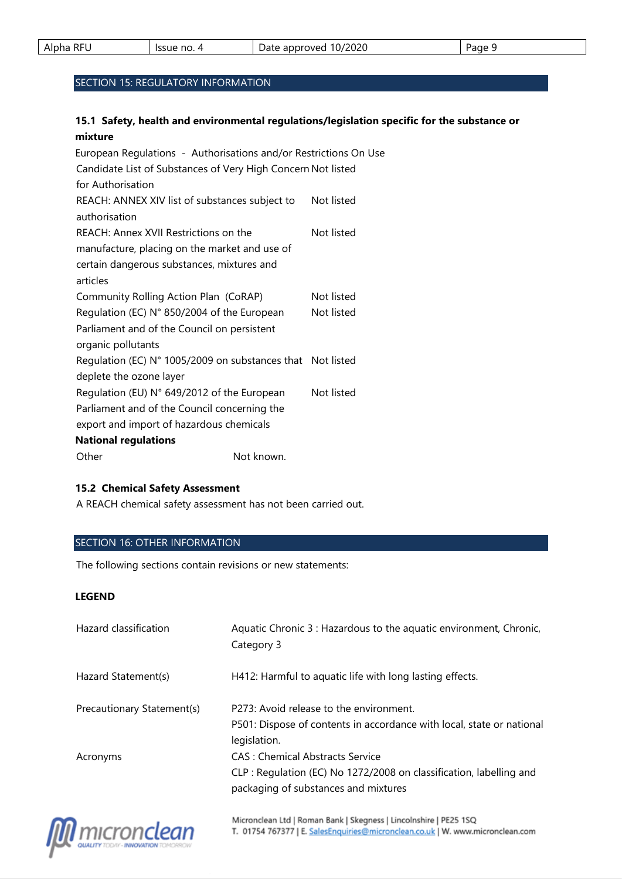## SECTION 15: REGULATORY INFORMATION

### 15.1 Safety, health and environmental regulations/legislation specific for the substance or mixture

European Regulations - Authorisations and/or Restrictions On Use

| | |
|---|---|
| Candidate List of Substances of Very High Concern for Authorisation | Not listed |
| REACH: ANNEX XIV list of substances subject to authorisation | Not listed |
| REACH: Annex XVII Restrictions on the manufacture, placing on the market and use of certain dangerous substances, mixtures and articles | Not listed |
| Community Rolling Action Plan (CoRAP) | Not listed |
| Regulation (EC) N° 850/2004 of the European Parliament and of the Council on persistent organic pollutants | Not listed |
| Regulation (EC) N° 1005/2009 on substances that deplete the ozone layer | Not listed |
| Regulation (EU) N° 649/2012 of the European Parliament and of the Council concerning the export and import of hazardous chemicals | Not listed |

**National regulations**

Other Not known.

### 15.2 Chemical Safety Assessment

A REACH chemical safety assessment has not been carried out.

## SECTION 16: OTHER INFORMATION

The following sections contain revisions or new statements:

**LEGEND**

| | |
|---|---|
| Hazard classification | Aquatic Chronic 3 : Hazardous to the aquatic environment, Chronic, Category 3 |
| Hazard Statement(s) | H412: Harmful to aquatic life with long lasting effects. |
| Precautionary Statement(s) | P273: Avoid release to the environment.<br>P501: Dispose of contents in accordance with local, state or national legislation. |
| Acronyms | CAS : Chemical Abstracts Service<br>CLP : Regulation (EC) No 1272/2008 on classification, labelling and packaging of substances and mixtures |

Micronclean Ltd | Roman Bank | Skegness | Lincolnshire | PE25 1SQ
T. 01754 767377 | E. SalesEnquiries@micronclean.co.uk | W. www.micronclean.com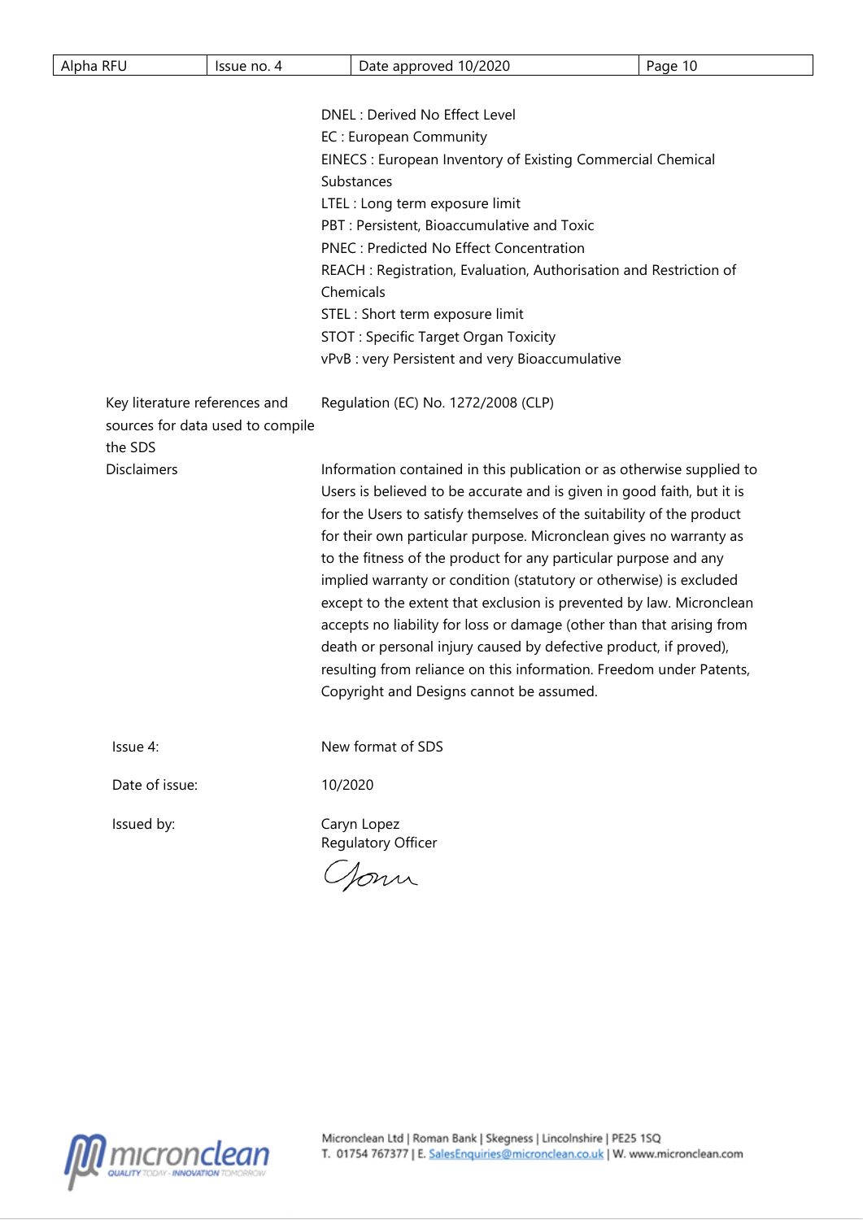DNEL : Derived No Effect Level
EC : European Community
EINECS : European Inventory of Existing Commercial Chemical Substances
LTEL : Long term exposure limit
PBT : Persistent, Bioaccumulative and Toxic
PNEC : Predicted No Effect Concentration
REACH : Registration, Evaluation, Authorisation and Restriction of Chemicals
STEL : Short term exposure limit
STOT : Specific Target Organ Toxicity
vPvB : very Persistent and very Bioaccumulative

| | |
|---|---|
| Key literature references and sources for data used to compile the SDS | Regulation (EC) No. 1272/2008 (CLP) |
| Disclaimers | Information contained in this publication or as otherwise supplied to Users is believed to be accurate and is given in good faith, but it is for the Users to satisfy themselves of the suitability of the product for their own particular purpose. Micronclean gives no warranty as to the fitness of the product for any particular purpose and any implied warranty or condition (statutory or otherwise) is excluded except to the extent that exclusion is prevented by law. Micronclean accepts no liability for loss or damage (other than that arising from death or personal injury caused by defective product, if proved), resulting from reliance on this information. Freedom under Patents, Copyright and Designs cannot be assumed. |
| Issue 4: | New format of SDS |
| Date of issue: | 10/2020 |
| Issued by: | Caryn Lopez<br>Regulatory Officer |

Micronclean Ltd | Roman Bank | Skegness | Lincolnshire | PE25 1SQ
T. 01754 767377 | E. SalesEnquiries@micronclean.co.uk | W. www.micronclean.com